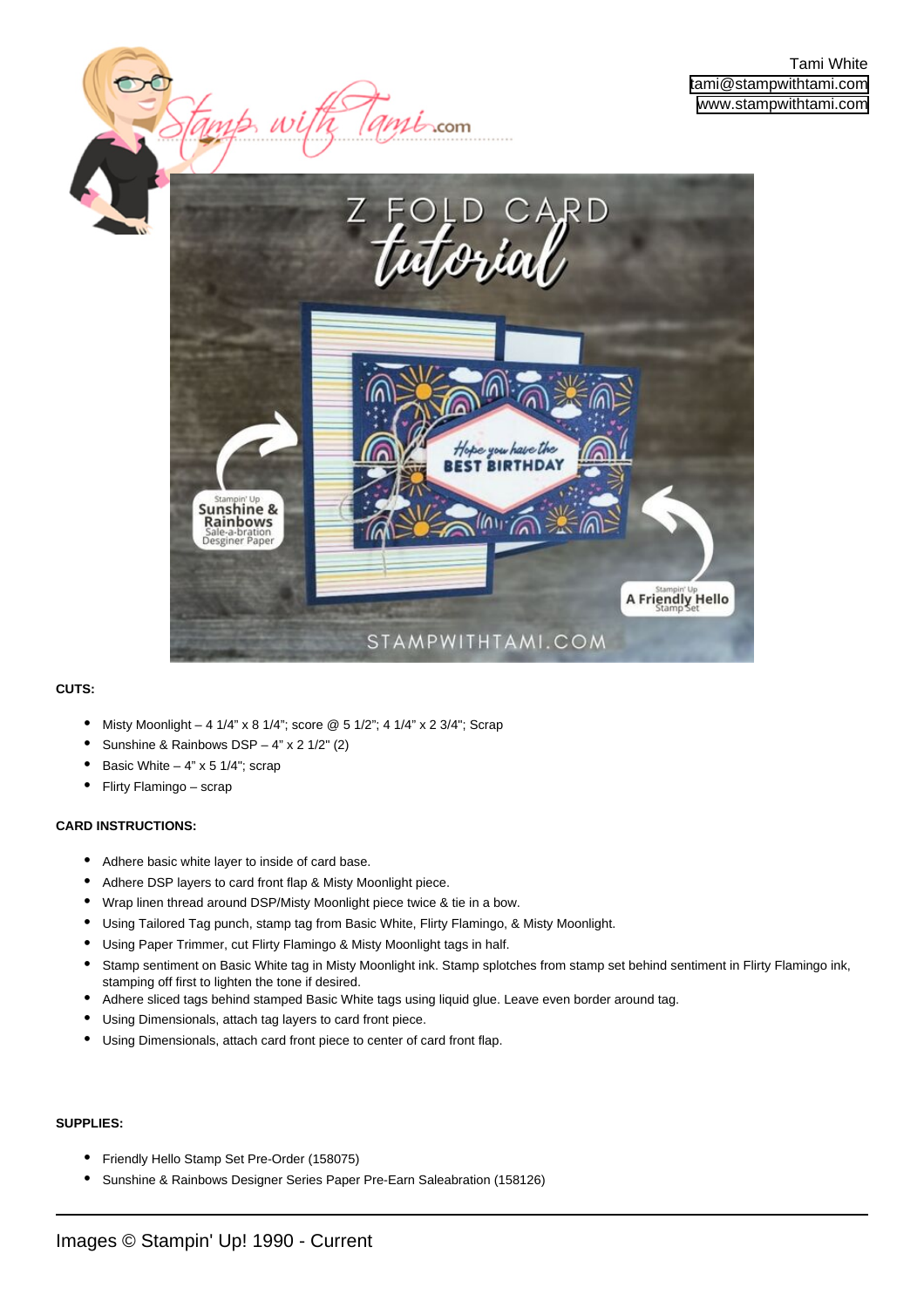Tami White
tami@stampwithtami.com
www.stampwithtami.com

**CUTS:**

- Misty Moonlight – 4 1/4" x 8 1/4"; score @ 5 1/2"; 4 1/4" x 2 3/4"; Scrap
- Sunshine & Rainbows DSP – 4" x 2 1/2" (2)
- Basic White – 4" x 5 1/4"; scrap
- Flirty Flamingo – scrap

**CARD INSTRUCTIONS:**

- Adhere basic white layer to inside of card base.
- Adhere DSP layers to card front flap & Misty Moonlight piece.
- Wrap linen thread around DSP/Misty Moonlight piece twice & tie in a bow.
- Using Tailored Tag punch, stamp tag from Basic White, Flirty Flamingo, & Misty Moonlight.
- Using Paper Trimmer, cut Flirty Flamingo & Misty Moonlight tags in half.
- Stamp sentiment on Basic White tag in Misty Moonlight ink. Stamp splotches from stamp set behind sentiment in Flirty Flamingo ink, stamping off first to lighten the tone if desired.
- Adhere sliced tags behind stamped Basic White tags using liquid glue. Leave even border around tag.
- Using Dimensionals, attach tag layers to card front piece.
- Using Dimensionals, attach card front piece to center of card front flap.

**SUPPLIES:**

- Friendly Hello Stamp Set Pre-Order (158075)
- Sunshine & Rainbows Designer Series Paper Pre-Earn Saleabration (158126)

Images © Stampin' Up! 1990 - Current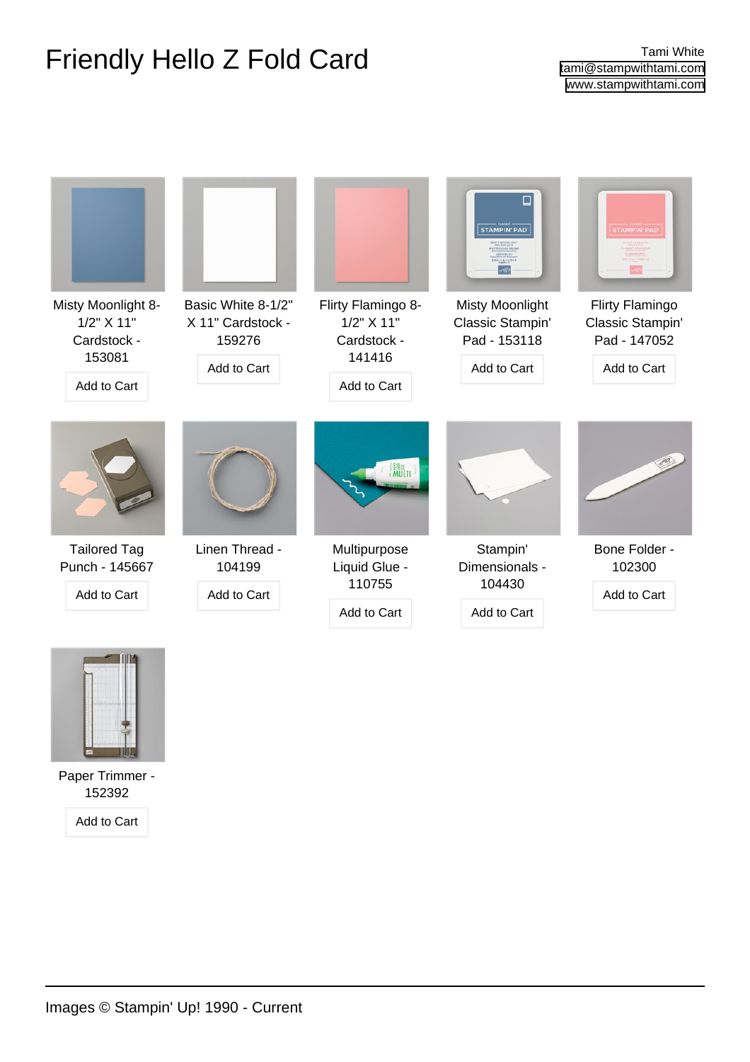# Friendly Hello Z Fold Card

Tami White
tami@stampwithtami.com
www.stampwithtami.com

Misty Moonlight 8-1/2" X 11" Cardstock - 153081

Add to Cart

Basic White 8-1/2" X 11" Cardstock - 159276

Add to Cart

Flirty Flamingo 8-1/2" X 11" Cardstock - 141416

Add to Cart

Misty Moonlight Classic Stampin' Pad - 153118

Add to Cart

Flirty Flamingo Classic Stampin' Pad - 147052

Add to Cart

Tailored Tag Punch - 145667

Add to Cart

Linen Thread - 104199

Add to Cart

Multipurpose Liquid Glue - 110755

Add to Cart

Stampin' Dimensionals - 104430

Add to Cart

Bone Folder - 102300

Add to Cart

Paper Trimmer - 152392

Add to Cart

Images © Stampin' Up! 1990 - Current